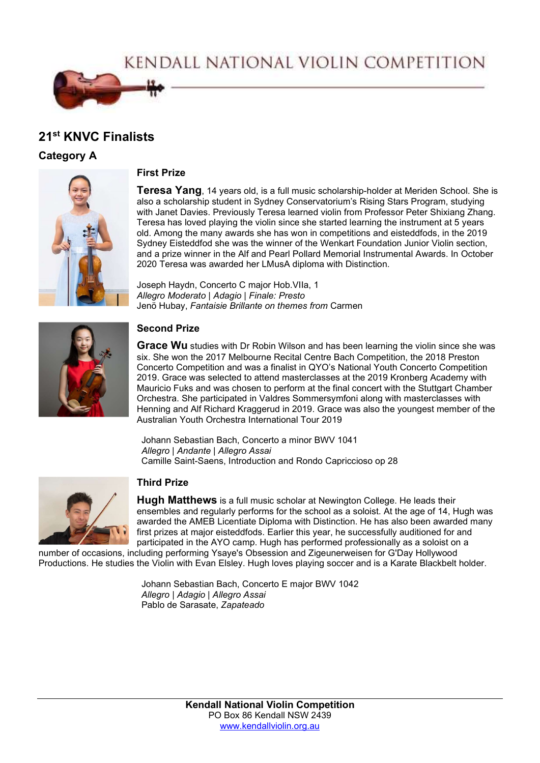# KENDALL NATIONAL VIOLIN COMPETITION

## 21st KNVC Finalists

### Category A

#### First Prize

**Teresa Yang**, 14 years old, is a full music scholarship-holder at Meriden School. She is also a scholarship student in Sydney Conservatorium's Rising Stars Program, studying with Janet Davies. Previously Teresa learned violin from Professor Peter Shixiang Zhang. Teresa has loved playing the violin since she started learning the instrument at 5 years old. Among the many awards she has won in competitions and eisteddfods, in the 2019 Sydney Eisteddfod she was the winner of the Wenkart Foundation Junior Violin section, and a prize winner in the Alf and Pearl Pollard Memorial Instrumental Awards. In October 2020 Teresa was awarded her LMusA diploma with Distinction.

Joseph Haydn, Concerto C major Hob.VIIa, 1
*Allegro Moderato* | *Adagio* | *Finale: Presto*
Jenö Hubay, *Fantaisie Brillante on themes from* Carmen

#### Second Prize

**Grace Wu** studies with Dr Robin Wilson and has been learning the violin since she was six. She won the 2017 Melbourne Recital Centre Bach Competition, the 2018 Preston Concerto Competition and was a finalist in QYO's National Youth Concerto Competition 2019. Grace was selected to attend masterclasses at the 2019 Kronberg Academy with Mauricio Fuks and was chosen to perform at the final concert with the Stuttgart Chamber Orchestra. She participated in Valdres Sommersymfoni along with masterclasses with Henning and Alf Richard Kraggerud in 2019. Grace was also the youngest member of the Australian Youth Orchestra International Tour 2019

Johann Sebastian Bach, Concerto a minor BWV 1041
*Allegro* | *Andante* | *Allegro Assai*
Camille Saint-Saens, Introduction and Rondo Capriccioso op 28

#### Third Prize

**Hugh Matthews** is a full music scholar at Newington College. He leads their ensembles and regularly performs for the school as a soloist. At the age of 14, Hugh was awarded the AMEB Licentiate Diploma with Distinction. He has also been awarded many first prizes at major eisteddfods. Earlier this year, he successfully auditioned for and participated in the AYO camp. Hugh has performed professionally as a soloist on a number of occasions, including performing Ysaye's Obsession and Zigeunerweisen for G'Day Hollywood Productions. He studies the Violin with Evan Elsley. Hugh loves playing soccer and is a Karate Blackbelt holder.

Johann Sebastian Bach, Concerto E major BWV 1042
*Allegro* | *Adagio* | *Allegro Assai*
Pablo de Sarasate, *Zapateado*

**Kendall National Violin Competition**
PO Box 86 Kendall NSW 2439
www.kendallviolin.org.au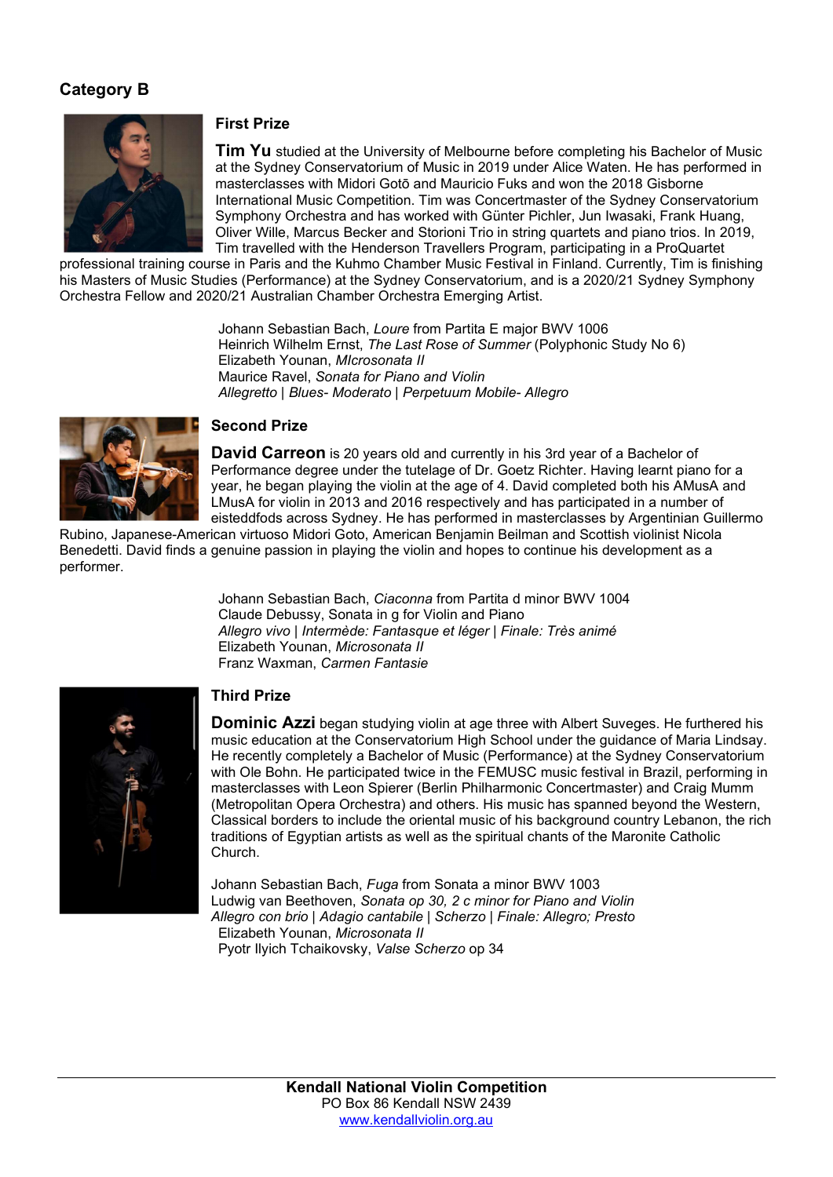## Category B

### First Prize

**Tim Yu** studied at the University of Melbourne before completing his Bachelor of Music at the Sydney Conservatorium of Music in 2019 under Alice Waten. He has performed in masterclasses with Midori Gotō and Mauricio Fuks and won the 2018 Gisborne International Music Competition. Tim was Concertmaster of the Sydney Conservatorium Symphony Orchestra and has worked with Günter Pichler, Jun Iwasaki, Frank Huang, Oliver Wille, Marcus Becker and Storioni Trio in string quartets and piano trios. In 2019, Tim travelled with the Henderson Travellers Program, participating in a ProQuartet professional training course in Paris and the Kuhmo Chamber Music Festival in Finland. Currently, Tim is finishing his Masters of Music Studies (Performance) at the Sydney Conservatorium, and is a 2020/21 Sydney Symphony Orchestra Fellow and 2020/21 Australian Chamber Orchestra Emerging Artist.

Johann Sebastian Bach, *Loure* from Partita E major BWV 1006
Heinrich Wilhelm Ernst, *The Last Rose of Summer* (Polyphonic Study No 6)
Elizabeth Younan, *MIcrosonata II*
Maurice Ravel, *Sonata for Piano and Violin*
*Allegretto | Blues- Moderato | Perpetuum Mobile- Allegro*

### Second Prize

**David Carreon** is 20 years old and currently in his 3rd year of a Bachelor of Performance degree under the tutelage of Dr. Goetz Richter. Having learnt piano for a year, he began playing the violin at the age of 4. David completed both his AMusA and LMusA for violin in 2013 and 2016 respectively and has participated in a number of eisteddfods across Sydney. He has performed in masterclasses by Argentinian Guillermo Rubino, Japanese-American virtuoso Midori Goto, American Benjamin Beilman and Scottish violinist Nicola Benedetti. David finds a genuine passion in playing the violin and hopes to continue his development as a performer.

Johann Sebastian Bach, *Ciaconna* from Partita d minor BWV 1004
Claude Debussy, Sonata in g for Violin and Piano
*Allegro vivo | Intermède: Fantasque et léger | Finale: Très animé*
Elizabeth Younan, *Microsonata II*
Franz Waxman, *Carmen Fantasie*

### Third Prize

**Dominic Azzi** began studying violin at age three with Albert Suveges. He furthered his music education at the Conservatorium High School under the guidance of Maria Lindsay. He recently completely a Bachelor of Music (Performance) at the Sydney Conservatorium with Ole Bohn. He participated twice in the FEMUSC music festival in Brazil, performing in masterclasses with Leon Spierer (Berlin Philharmonic Concertmaster) and Craig Mumm (Metropolitan Opera Orchestra) and others. His music has spanned beyond the Western, Classical borders to include the oriental music of his background country Lebanon, the rich traditions of Egyptian artists as well as the spiritual chants of the Maronite Catholic Church.

Johann Sebastian Bach, *Fuga* from Sonata a minor BWV 1003
Ludwig van Beethoven, *Sonata op 30, 2 c minor for Piano and Violin*
*Allegro con brio | Adagio cantabile | Scherzo | Finale: Allegro; Presto*
Elizabeth Younan, *Microsonata II*
Pyotr Ilyich Tchaikovsky, *Valse Scherzo* op 34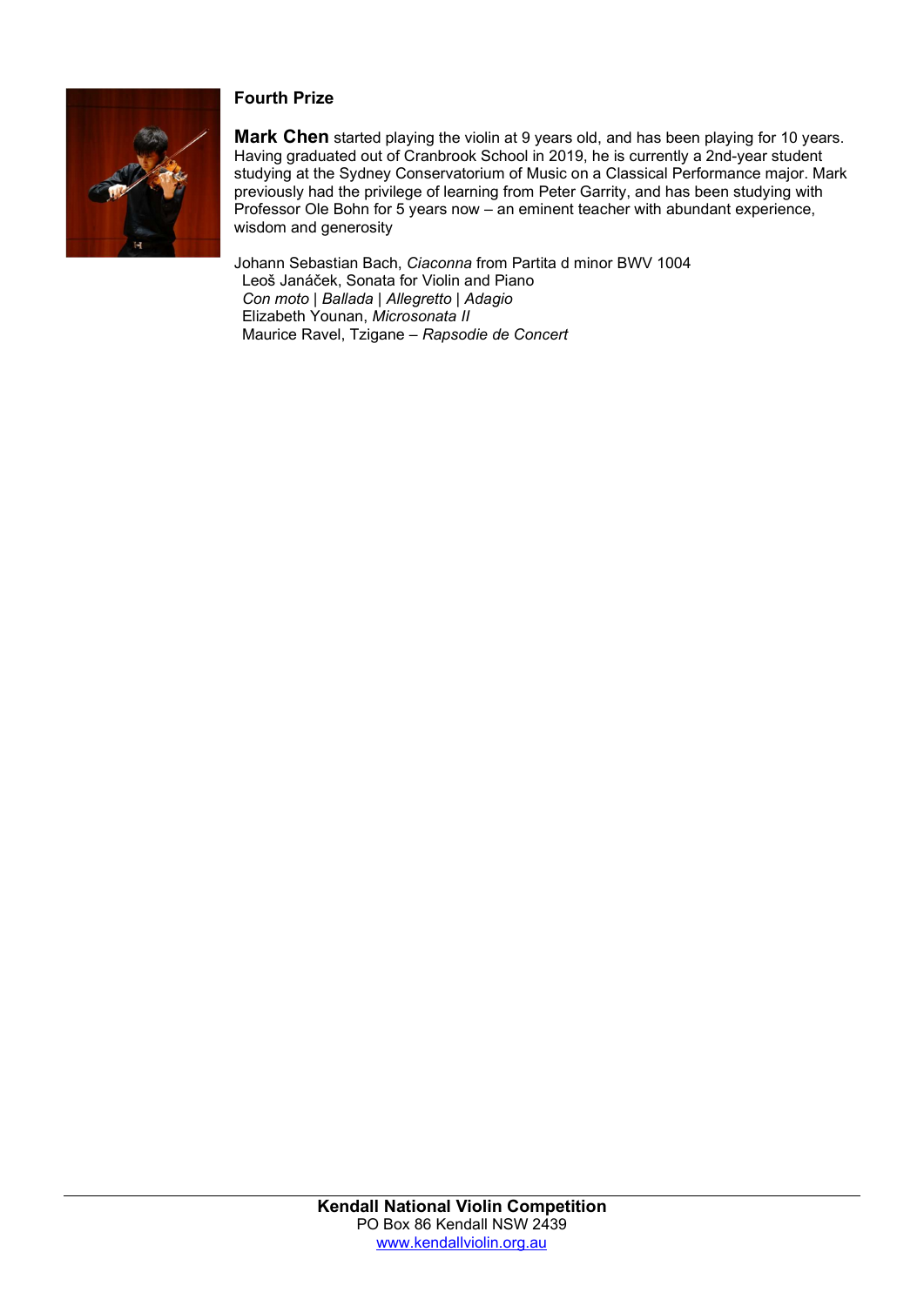### Fourth Prize

**Mark Chen** started playing the violin at 9 years old, and has been playing for 10 years. Having graduated out of Cranbrook School in 2019, he is currently a 2nd-year student studying at the Sydney Conservatorium of Music on a Classical Performance major. Mark previously had the privilege of learning from Peter Garrity, and has been studying with Professor Ole Bohn for 5 years now – an eminent teacher with abundant experience, wisdom and generosity

Johann Sebastian Bach, *Ciaconna* from Partita d minor BWV 1004
Leoš Janáček, Sonata for Violin and Piano
*Con moto* | *Ballada* | *Allegretto* | *Adagio*
Elizabeth Younan, *Microsonata II*
Maurice Ravel, Tzigane – *Rapsodie de Concert*

**Kendall National Violin Competition**
PO Box 86 Kendall NSW 2439
www.kendallviolin.org.au